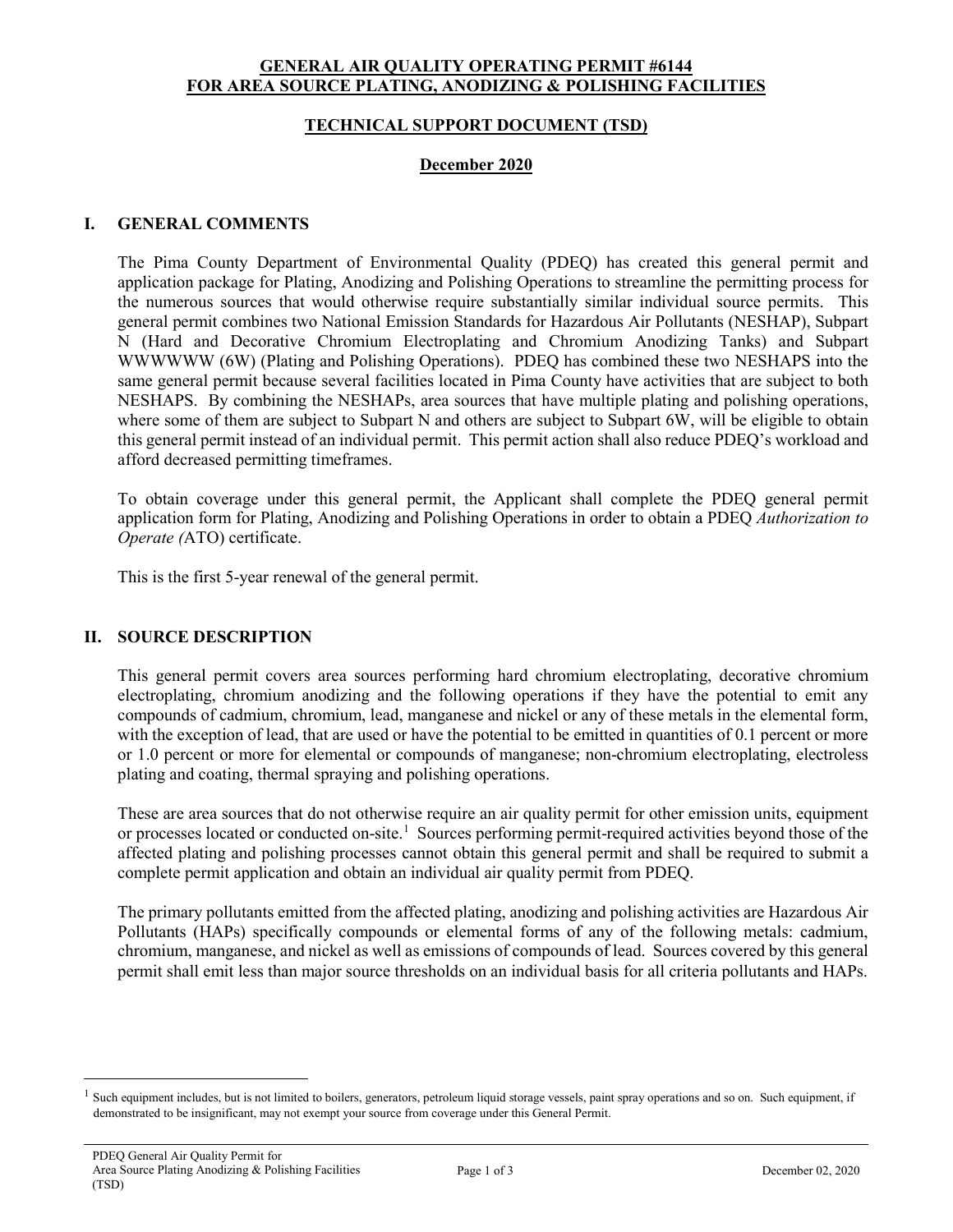**GENERAL AIR QUALITY OPERATING PERMIT #6144**
**FOR AREA SOURCE PLATING, ANODIZING & POLISHING FACILITIES**

**TECHNICAL SUPPORT DOCUMENT (TSD)**

**December 2020**

## I. GENERAL COMMENTS

The Pima County Department of Environmental Quality (PDEQ) has created this general permit and application package for Plating, Anodizing and Polishing Operations to streamline the permitting process for the numerous sources that would otherwise require substantially similar individual source permits. This general permit combines two National Emission Standards for Hazardous Air Pollutants (NESHAP), Subpart N (Hard and Decorative Chromium Electroplating and Chromium Anodizing Tanks) and Subpart WWWWWW (6W) (Plating and Polishing Operations). PDEQ has combined these two NESHAPS into the same general permit because several facilities located in Pima County have activities that are subject to both NESHAPS. By combining the NESHAPs, area sources that have multiple plating and polishing operations, where some of them are subject to Subpart N and others are subject to Subpart 6W, will be eligible to obtain this general permit instead of an individual permit. This permit action shall also reduce PDEQ's workload and afford decreased permitting timeframes.

To obtain coverage under this general permit, the Applicant shall complete the PDEQ general permit application form for Plating, Anodizing and Polishing Operations in order to obtain a PDEQ *Authorization to Operate (*ATO) certificate.

This is the first 5-year renewal of the general permit.

## II. SOURCE DESCRIPTION

This general permit covers area sources performing hard chromium electroplating, decorative chromium electroplating, chromium anodizing and the following operations if they have the potential to emit any compounds of cadmium, chromium, lead, manganese and nickel or any of these metals in the elemental form, with the exception of lead, that are used or have the potential to be emitted in quantities of 0.1 percent or more or 1.0 percent or more for elemental or compounds of manganese; non-chromium electroplating, electroless plating and coating, thermal spraying and polishing operations.

These are area sources that do not otherwise require an air quality permit for other emission units, equipment or processes located or conducted on-site.[1] Sources performing permit-required activities beyond those of the affected plating and polishing processes cannot obtain this general permit and shall be required to submit a complete permit application and obtain an individual air quality permit from PDEQ.

The primary pollutants emitted from the affected plating, anodizing and polishing activities are Hazardous Air Pollutants (HAPs) specifically compounds or elemental forms of any of the following metals: cadmium, chromium, manganese, and nickel as well as emissions of compounds of lead. Sources covered by this general permit shall emit less than major source thresholds on an individual basis for all criteria pollutants and HAPs.

---

[1] Such equipment includes, but is not limited to boilers, generators, petroleum liquid storage vessels, paint spray operations and so on. Such equipment, if demonstrated to be insignificant, may not exempt your source from coverage under this General Permit.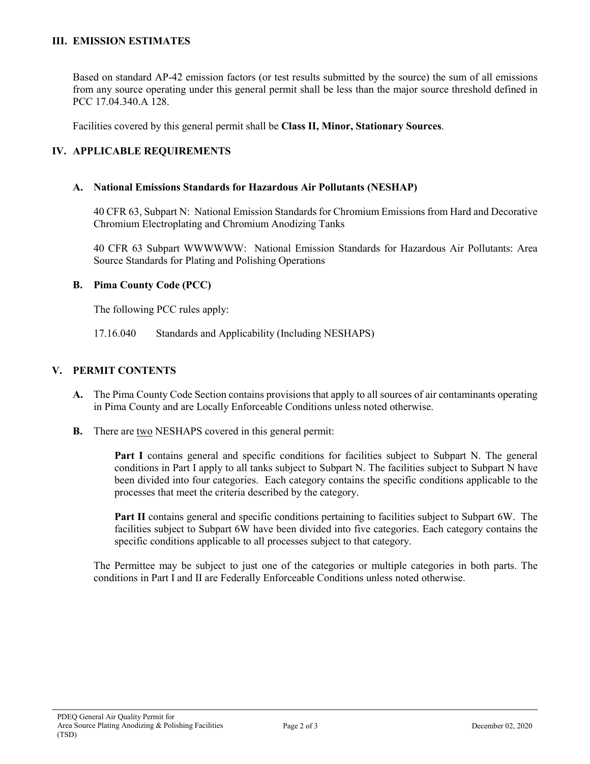## III. EMISSION ESTIMATES

Based on standard AP-42 emission factors (or test results submitted by the source) the sum of all emissions from any source operating under this general permit shall be less than the major source threshold defined in PCC 17.04.340.A 128.

Facilities covered by this general permit shall be **Class II, Minor, Stationary Sources**.

## IV. APPLICABLE REQUIREMENTS

### A. National Emissions Standards for Hazardous Air Pollutants (NESHAP)

40 CFR 63, Subpart N: National Emission Standards for Chromium Emissions from Hard and Decorative Chromium Electroplating and Chromium Anodizing Tanks

40 CFR 63 Subpart WWWWWW: National Emission Standards for Hazardous Air Pollutants: Area Source Standards for Plating and Polishing Operations

### B. Pima County Code (PCC)

The following PCC rules apply:

17.16.040 Standards and Applicability (Including NESHAPS)

## V. PERMIT CONTENTS

**A.** The Pima County Code Section contains provisions that apply to all sources of air contaminants operating in Pima County and are Locally Enforceable Conditions unless noted otherwise.

**B.** There are <u>two</u> NESHAPS covered in this general permit:

**Part I** contains general and specific conditions for facilities subject to Subpart N. The general conditions in Part I apply to all tanks subject to Subpart N. The facilities subject to Subpart N have been divided into four categories. Each category contains the specific conditions applicable to the processes that meet the criteria described by the category.

**Part II** contains general and specific conditions pertaining to facilities subject to Subpart 6W. The facilities subject to Subpart 6W have been divided into five categories. Each category contains the specific conditions applicable to all processes subject to that category.

The Permittee may be subject to just one of the categories or multiple categories in both parts. The conditions in Part I and II are Federally Enforceable Conditions unless noted otherwise.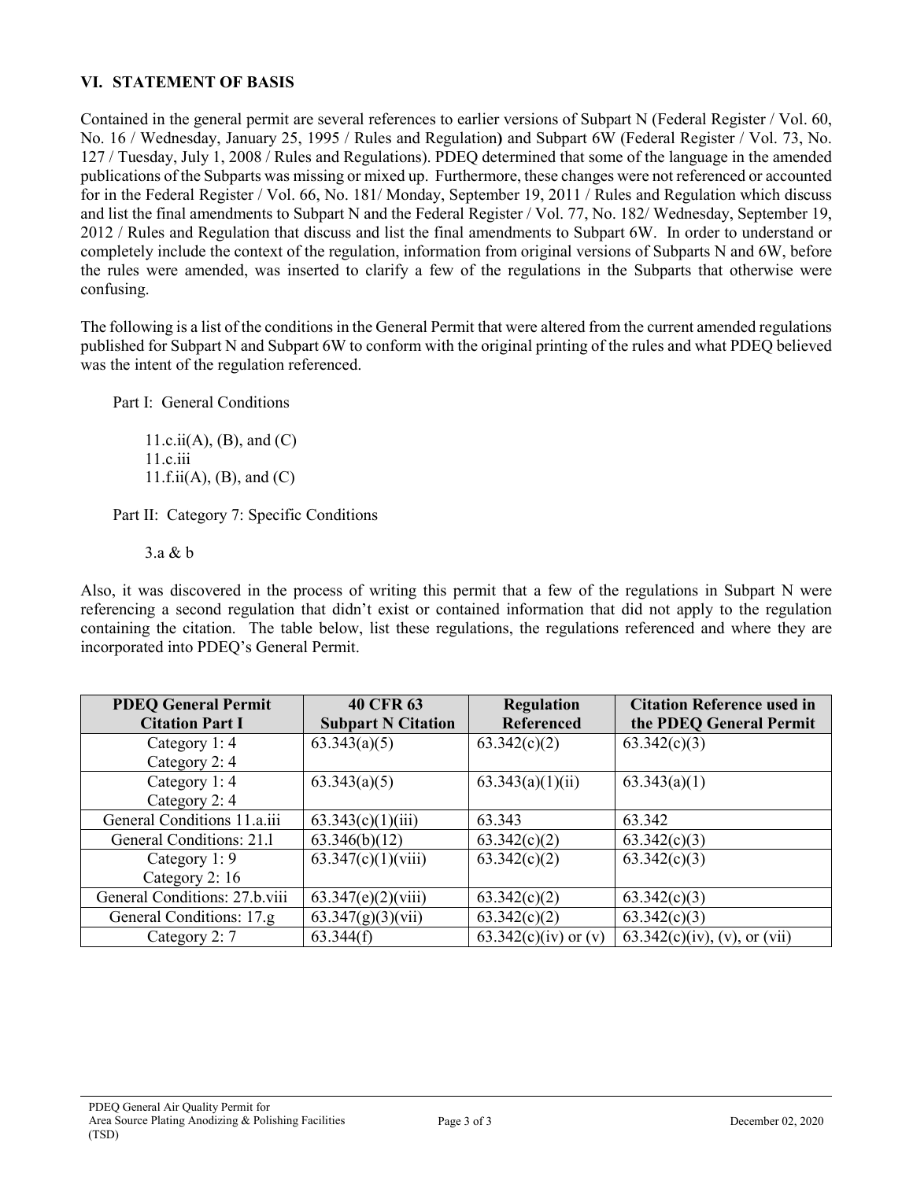## VI. STATEMENT OF BASIS

Contained in the general permit are several references to earlier versions of Subpart N (Federal Register / Vol. 60, No. 16 / Wednesday, January 25, 1995 / Rules and Regulation**)** and Subpart 6W (Federal Register / Vol. 73, No. 127 / Tuesday, July 1, 2008 / Rules and Regulations). PDEQ determined that some of the language in the amended publications of the Subparts was missing or mixed up. Furthermore, these changes were not referenced or accounted for in the Federal Register / Vol. 66, No. 181/ Monday, September 19, 2011 / Rules and Regulation which discuss and list the final amendments to Subpart N and the Federal Register / Vol. 77, No. 182/ Wednesday, September 19, 2012 / Rules and Regulation that discuss and list the final amendments to Subpart 6W. In order to understand or completely include the context of the regulation, information from original versions of Subparts N and 6W, before the rules were amended, was inserted to clarify a few of the regulations in the Subparts that otherwise were confusing.

The following is a list of the conditions in the General Permit that were altered from the current amended regulations published for Subpart N and Subpart 6W to conform with the original printing of the rules and what PDEQ believed was the intent of the regulation referenced.

Part I: General Conditions

11.c.ii(A), (B), and (C)
11.c.iii
11.f.ii(A), (B), and (C)

Part II: Category 7: Specific Conditions

3.a & b

Also, it was discovered in the process of writing this permit that a few of the regulations in Subpart N were referencing a second regulation that didn't exist or contained information that did not apply to the regulation containing the citation. The table below, list these regulations, the regulations referenced and where they are incorporated into PDEQ's General Permit.

| PDEQ General Permit Citation Part I | 40 CFR 63 Subpart N Citation | Regulation Referenced | Citation Reference used in the PDEQ General Permit |
|---|---|---|---|
| Category 1: 4<br>Category 2: 4 | 63.343(a)(5) | 63.342(c)(2) | 63.342(c)(3) |
| Category 1: 4<br>Category 2: 4 | 63.343(a)(5) | 63.343(a)(1)(ii) | 63.343(a)(1) |
| General Conditions 11.a.iii | 63.343(c)(1)(iii) | 63.343 | 63.342 |
| General Conditions: 21.l | 63.346(b)(12) | 63.342(c)(2) | 63.342(c)(3) |
| Category 1: 9<br>Category 2: 16 | 63.347(c)(1)(viii) | 63.342(c)(2) | 63.342(c)(3) |
| General Conditions: 27.b.viii | 63.347(e)(2)(viii) | 63.342(c)(2) | 63.342(c)(3) |
| General Conditions: 17.g | 63.347(g)(3)(vii) | 63.342(c)(2) | 63.342(c)(3) |
| Category 2: 7 | 63.344(f) | 63.342(c)(iv) or (v) | 63.342(c)(iv), (v), or (vii) |